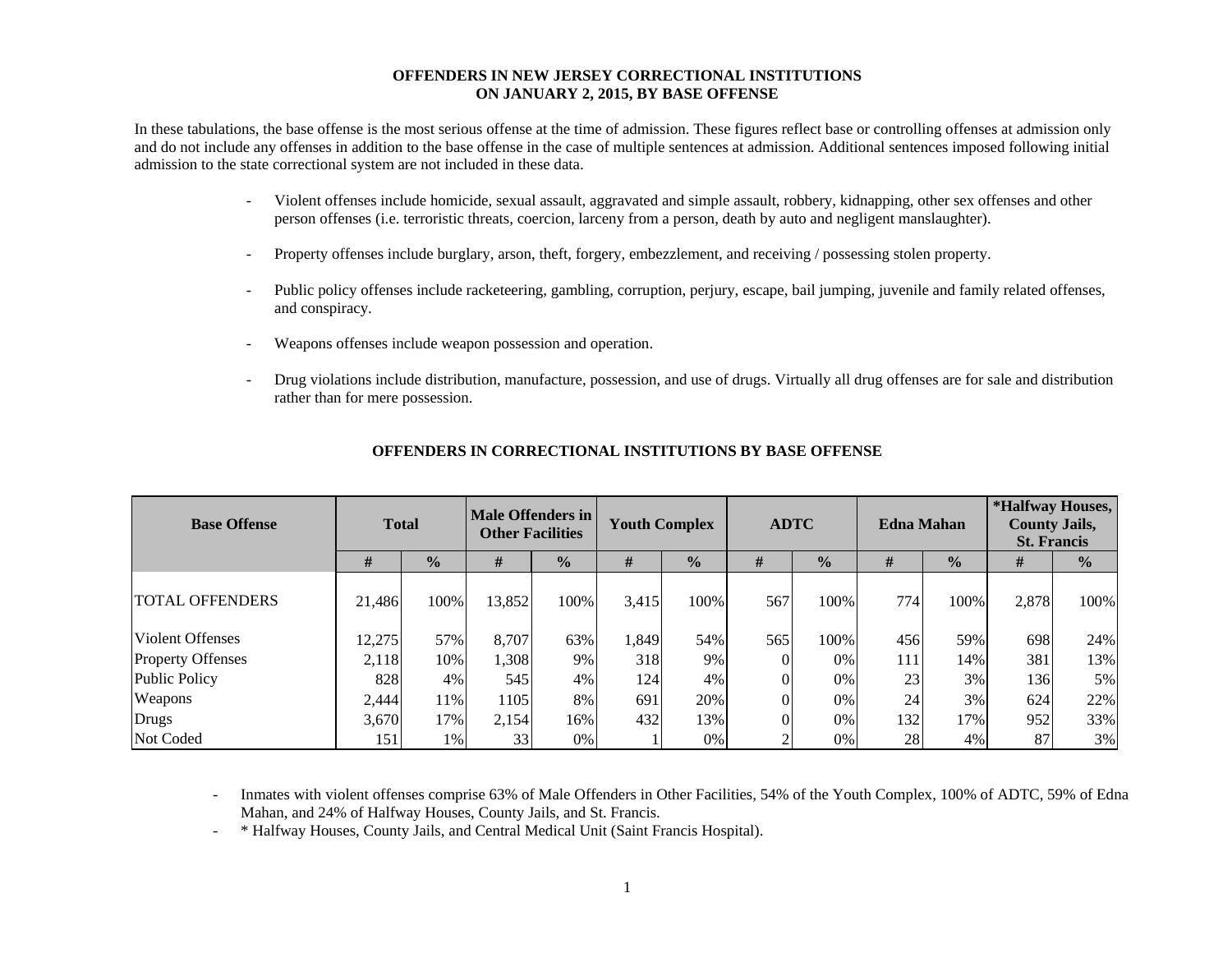# OFFENDERS IN NEW JERSEY CORRECTIONAL INSTITUTIONS ON JANUARY 2, 2015, BY BASE OFFENSE

In these tabulations, the base offense is the most serious offense at the time of admission. These figures reflect base or controlling offenses at admission only and do not include any offenses in addition to the base offense in the case of multiple sentences at admission. Additional sentences imposed following initial admission to the state correctional system are not included in these data.

- Violent offenses include homicide, sexual assault, aggravated and simple assault, robbery, kidnapping, other sex offenses and other person offenses (i.e. terroristic threats, coercion, larceny from a person, death by auto and negligent manslaughter).
- Property offenses include burglary, arson, theft, forgery, embezzlement, and receiving / possessing stolen property.
- Public policy offenses include racketeering, gambling, corruption, perjury, escape, bail jumping, juvenile and family related offenses, and conspiracy.
- Weapons offenses include weapon possession and operation.
- Drug violations include distribution, manufacture, possession, and use of drugs. Virtually all drug offenses are for sale and distribution rather than for mere possession.

## OFFENDERS IN CORRECTIONAL INSTITUTIONS BY BASE OFFENSE

| Base Offense | Total | | Male Offenders in Other Facilities | | Youth Complex | | ADTC | | Edna Mahan | | *Halfway Houses, County Jails, St. Francis | |
|---|---|---|---|---|---|---|---|---|---|---|---|---|
| | # | % | # | % | # | % | # | % | # | % | # | % |
| TOTAL OFFENDERS | 21,486 | 100% | 13,852 | 100% | 3,415 | 100% | 567 | 100% | 774 | 100% | 2,878 | 100% |
| Violent Offenses | 12,275 | 57% | 8,707 | 63% | 1,849 | 54% | 565 | 100% | 456 | 59% | 698 | 24% |
| Property Offenses | 2,118 | 10% | 1,308 | 9% | 318 | 9% | 0 | 0% | 111 | 14% | 381 | 13% |
| Public Policy | 828 | 4% | 545 | 4% | 124 | 4% | 0 | 0% | 23 | 3% | 136 | 5% |
| Weapons | 2,444 | 11% | 1105 | 8% | 691 | 20% | 0 | 0% | 24 | 3% | 624 | 22% |
| Drugs | 3,670 | 17% | 2,154 | 16% | 432 | 13% | 0 | 0% | 132 | 17% | 952 | 33% |
| Not Coded | 151 | 1% | 33 | 0% | 1 | 0% | 2 | 0% | 28 | 4% | 87 | 3% |

- Inmates with violent offenses comprise 63% of Male Offenders in Other Facilities, 54% of the Youth Complex, 100% of ADTC, 59% of Edna Mahan, and 24% of Halfway Houses, County Jails, and St. Francis.
- * Halfway Houses, County Jails, and Central Medical Unit (Saint Francis Hospital).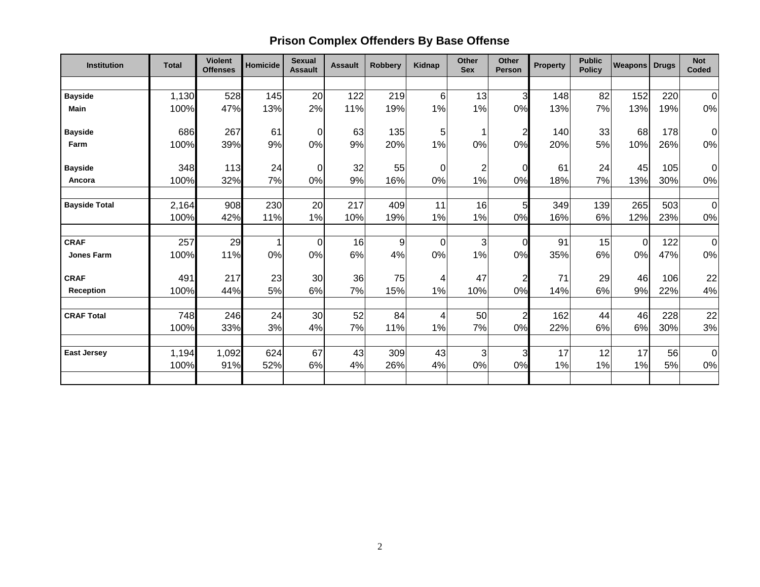# Prison Complex Offenders By Base Offense

| Institution | Total | Violent Offenses | Homicide | Sexual Assault | Assault | Robbery | Kidnap | Other Sex | Other Person | Property | Public Policy | Weapons | Drugs | Not Coded |
|---|---|---|---|---|---|---|---|---|---|---|---|---|---|---|
| **Bayside Main** | 1,130 | 528 | 145 | 20 | 122 | 219 | 6 | 13 | 3 | 148 | 82 | 152 | 220 | 0 |
| | 100% | 47% | 13% | 2% | 11% | 19% | 1% | 1% | 0% | 13% | 7% | 13% | 19% | 0% |
| **Bayside Farm** | 686 | 267 | 61 | 0 | 63 | 135 | 5 | 1 | 2 | 140 | 33 | 68 | 178 | 0 |
| | 100% | 39% | 9% | 0% | 9% | 20% | 1% | 0% | 0% | 20% | 5% | 10% | 26% | 0% |
| **Bayside Ancora** | 348 | 113 | 24 | 0 | 32 | 55 | 0 | 2 | 0 | 61 | 24 | 45 | 105 | 0 |
| | 100% | 32% | 7% | 0% | 9% | 16% | 0% | 1% | 0% | 18% | 7% | 13% | 30% | 0% |
| **Bayside Total** | 2,164 | 908 | 230 | 20 | 217 | 409 | 11 | 16 | 5 | 349 | 139 | 265 | 503 | 0 |
| | 100% | 42% | 11% | 1% | 10% | 19% | 1% | 1% | 0% | 16% | 6% | 12% | 23% | 0% |
| **CRAF Jones Farm** | 257 | 29 | 1 | 0 | 16 | 9 | 0 | 3 | 0 | 91 | 15 | 0 | 122 | 0 |
| | 100% | 11% | 0% | 0% | 6% | 4% | 0% | 1% | 0% | 35% | 6% | 0% | 47% | 0% |
| **CRAF Reception** | 491 | 217 | 23 | 30 | 36 | 75 | 4 | 47 | 2 | 71 | 29 | 46 | 106 | 22 |
| | 100% | 44% | 5% | 6% | 7% | 15% | 1% | 10% | 0% | 14% | 6% | 9% | 22% | 4% |
| **CRAF Total** | 748 | 246 | 24 | 30 | 52 | 84 | 4 | 50 | 2 | 162 | 44 | 46 | 228 | 22 |
| | 100% | 33% | 3% | 4% | 7% | 11% | 1% | 7% | 0% | 22% | 6% | 6% | 30% | 3% |
| **East Jersey** | 1,194 | 1,092 | 624 | 67 | 43 | 309 | 43 | 3 | 3 | 17 | 12 | 17 | 56 | 0 |
| | 100% | 91% | 52% | 6% | 4% | 26% | 4% | 0% | 0% | 1% | 1% | 1% | 5% | 0% |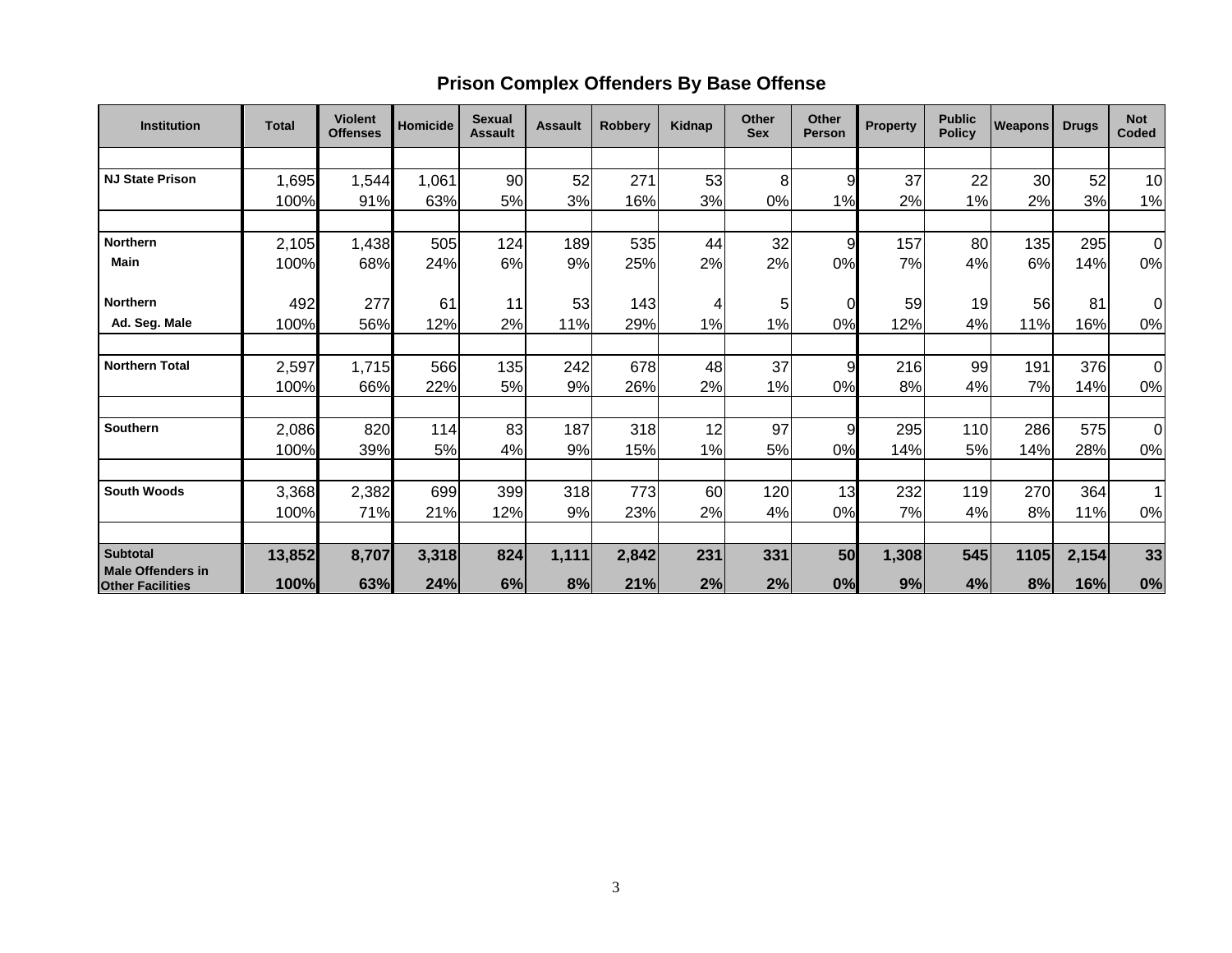## Prison Complex Offenders By Base Offense

| Institution | Total | Violent Offenses | Homicide | Sexual Assault | Assault | Robbery | Kidnap | Other Sex | Other Person | Property | Public Policy | Weapons | Drugs | Not Coded |
|---|---|---|---|---|---|---|---|---|---|---|---|---|---|---|
| NJ State Prison | 1,695 | 1,544 | 1,061 | 90 | 52 | 271 | 53 | 8 | 9 | 37 | 22 | 30 | 52 | 10 |
| | 100% | 91% | 63% | 5% | 3% | 16% | 3% | 0% | 1% | 2% | 1% | 2% | 3% | 1% |
| Northern Main | 2,105 | 1,438 | 505 | 124 | 189 | 535 | 44 | 32 | 9 | 157 | 80 | 135 | 295 | 0 |
| | 100% | 68% | 24% | 6% | 9% | 25% | 2% | 2% | 0% | 7% | 4% | 6% | 14% | 0% |
| Northern Ad. Seg. Male | 492 | 277 | 61 | 11 | 53 | 143 | 4 | 5 | 0 | 59 | 19 | 56 | 81 | 0 |
| | 100% | 56% | 12% | 2% | 11% | 29% | 1% | 1% | 0% | 12% | 4% | 11% | 16% | 0% |
| Northern Total | 2,597 | 1,715 | 566 | 135 | 242 | 678 | 48 | 37 | 9 | 216 | 99 | 191 | 376 | 0 |
| | 100% | 66% | 22% | 5% | 9% | 26% | 2% | 1% | 0% | 8% | 4% | 7% | 14% | 0% |
| Southern | 2,086 | 820 | 114 | 83 | 187 | 318 | 12 | 97 | 9 | 295 | 110 | 286 | 575 | 0 |
| | 100% | 39% | 5% | 4% | 9% | 15% | 1% | 5% | 0% | 14% | 5% | 14% | 28% | 0% |
| South Woods | 3,368 | 2,382 | 699 | 399 | 318 | 773 | 60 | 120 | 13 | 232 | 119 | 270 | 364 | 1 |
| | 100% | 71% | 21% | 12% | 9% | 23% | 2% | 4% | 0% | 7% | 4% | 8% | 11% | 0% |
| **Subtotal Male Offenders in Other Facilities** | **13,852** | **8,707** | **3,318** | **824** | **1,111** | **2,842** | **231** | **331** | **50** | **1,308** | **545** | **1105** | **2,154** | **33** |
| | **100%** | **63%** | **24%** | **6%** | **8%** | **21%** | **2%** | **2%** | **0%** | **9%** | **4%** | **8%** | **16%** | **0%** |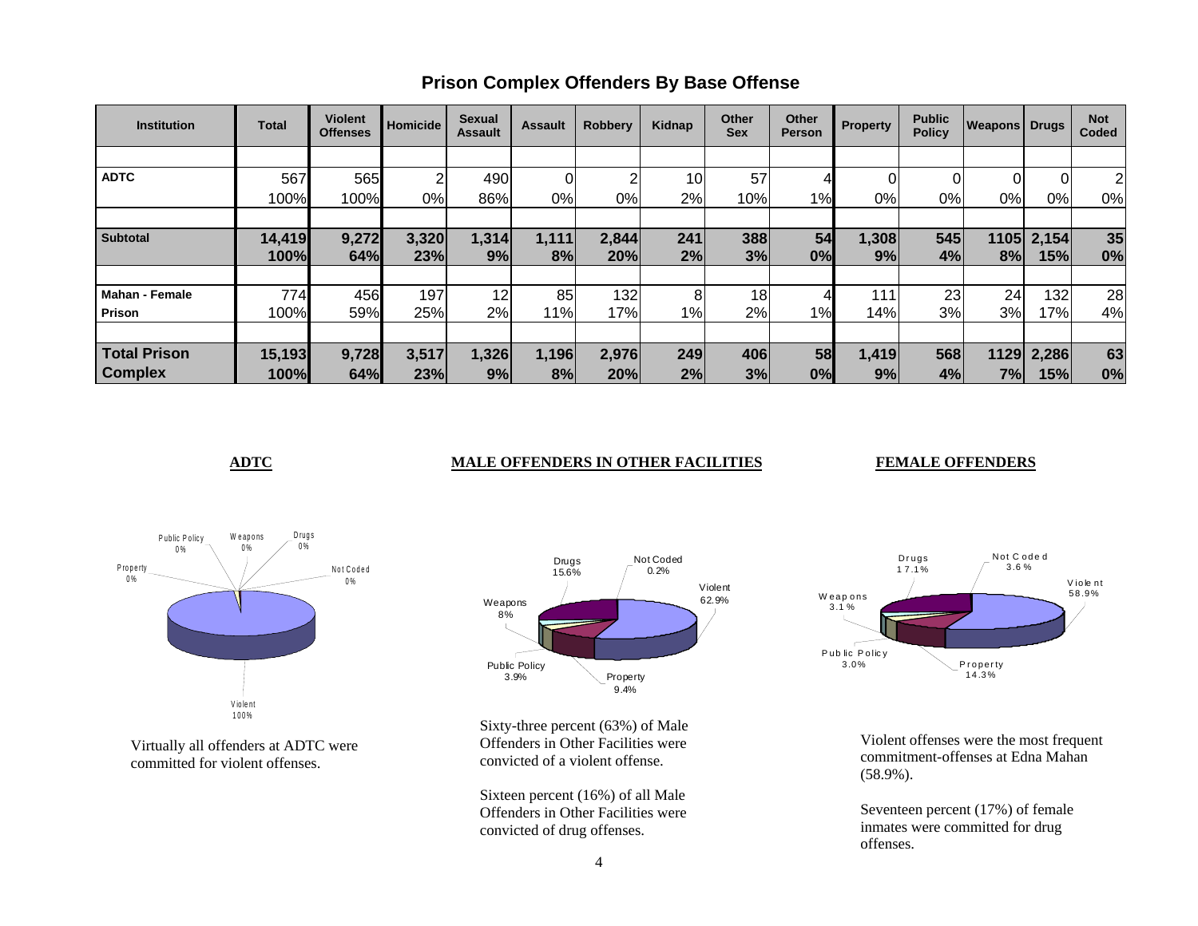# Prison Complex Offenders By Base Offense

| Institution | Total | Violent Offenses | Homicide | Sexual Assault | Assault | Robbery | Kidnap | Other Sex | Other Person | Property | Public Policy | Weapons | Drugs | Not Coded |
|---|---|---|---|---|---|---|---|---|---|---|---|---|---|---|
| **ADTC** | 567 | 565 | 2 | 490 | 0 | 2 | 10 | 57 | 4 | 0 | 0 | 0 | 0 | 2 |
| | 100% | 100% | 0% | 86% | 0% | 0% | 2% | 10% | 1% | 0% | 0% | 0% | 0% | 0% |
| **Subtotal** | **14,419** | **9,272** | **3,320** | **1,314** | **1,111** | **2,844** | **241** | **388** | **54** | **1,308** | **545** | **1105** | **2,154** | **35** |
| | **100%** | **64%** | **23%** | **9%** | **8%** | **20%** | **2%** | **3%** | **0%** | **9%** | **4%** | **8%** | **15%** | **0%** |
| **Mahan - Female Prison** | 774 | 456 | 197 | 12 | 85 | 132 | 8 | 18 | 4 | 111 | 23 | 24 | 132 | 28 |
| | 100% | 59% | 25% | 2% | 11% | 17% | 1% | 2% | 1% | 14% | 3% | 3% | 17% | 4% |
| **Total Prison Complex** | **15,193** | **9,728** | **3,517** | **1,326** | **1,196** | **2,976** | **249** | **406** | **58** | **1,419** | **568** | **1129** | **2,286** | **63** |
| | **100%** | **64%** | **23%** | **9%** | **8%** | **20%** | **2%** | **3%** | **0%** | **9%** | **4%** | **7%** | **15%** | **0%** |

## ADTC

Public Policy 0%, Weapons 0%, Drugs 0%, Property 0%, Not Coded 0%, Violent 100%

Virtually all offenders at ADTC were committed for violent offenses.

## MALE OFFENDERS IN OTHER FACILITIES

Drugs 15.6%, Not Coded 0.2%, Violent 62.9%, Weapons 8%, Public Policy 3.9%, Property 9.4%

Sixty-three percent (63%) of Male Offenders in Other Facilities were convicted of a violent offense.

Sixteen percent (16%) of all Male Offenders in Other Facilities were convicted of drug offenses.

## FEMALE OFFENDERS

Drugs 17.1%, Not Coded 3.6%, Violent 58.9%, Weapons 3.1%, Public Policy 3.0%, Property 14.3%

Violent offenses were the most frequent commitment-offenses at Edna Mahan (58.9%).

Seventeen percent (17%) of female inmates were committed for drug offenses.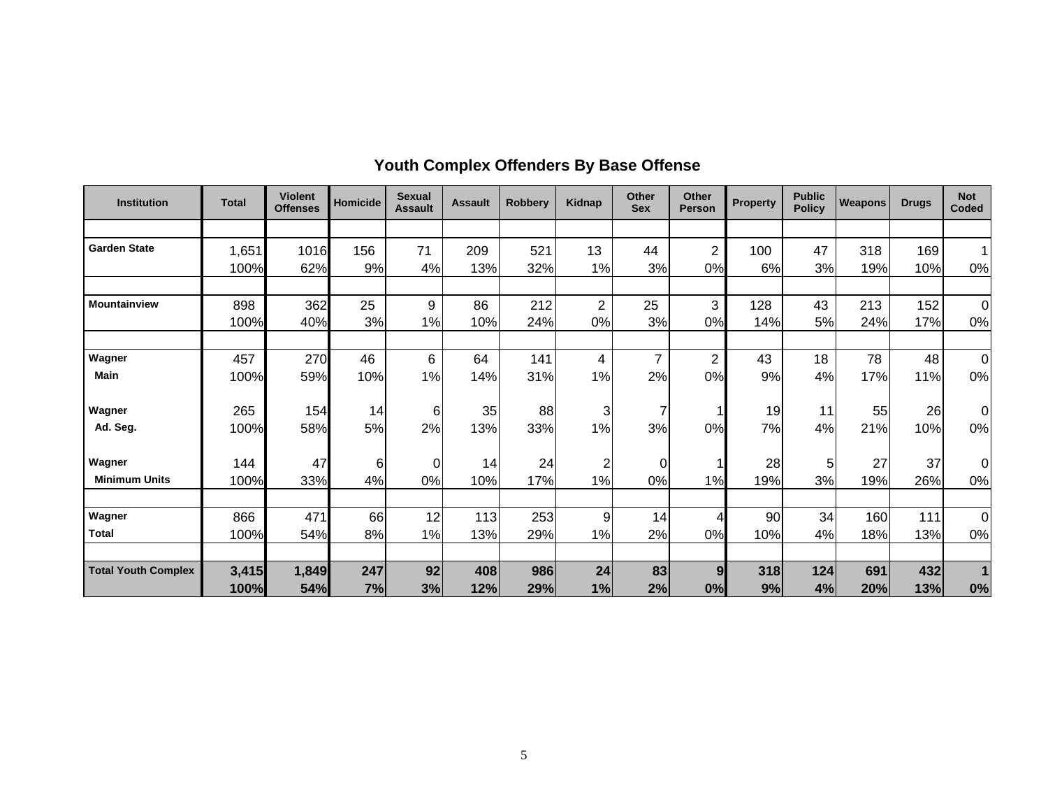## Youth Complex Offenders By Base Offense

| Institution | Total | Violent Offenses | Homicide | Sexual Assault | Assault | Robbery | Kidnap | Other Sex | Other Person | Property | Public Policy | Weapons | Drugs | Not Coded |
|---|---|---|---|---|---|---|---|---|---|---|---|---|---|---|
| **Garden State** | 1,651 | 1016 | 156 | 71 | 209 | 521 | 13 | 44 | 2 | 100 | 47 | 318 | 169 | 1 |
| | 100% | 62% | 9% | 4% | 13% | 32% | 1% | 3% | 0% | 6% | 3% | 19% | 10% | 0% |
| **Mountainview** | 898 | 362 | 25 | 9 | 86 | 212 | 2 | 25 | 3 | 128 | 43 | 213 | 152 | 0 |
| | 100% | 40% | 3% | 1% | 10% | 24% | 0% | 3% | 0% | 14% | 5% | 24% | 17% | 0% |
| **Wagner Main** | 457 | 270 | 46 | 6 | 64 | 141 | 4 | 7 | 2 | 43 | 18 | 78 | 48 | 0 |
| | 100% | 59% | 10% | 1% | 14% | 31% | 1% | 2% | 0% | 9% | 4% | 17% | 11% | 0% |
| **Wagner Ad. Seg.** | 265 | 154 | 14 | 6 | 35 | 88 | 3 | 7 | 1 | 19 | 11 | 55 | 26 | 0 |
| | 100% | 58% | 5% | 2% | 13% | 33% | 1% | 3% | 0% | 7% | 4% | 21% | 10% | 0% |
| **Wagner Minimum Units** | 144 | 47 | 6 | 0 | 14 | 24 | 2 | 0 | 1 | 28 | 5 | 27 | 37 | 0 |
| | 100% | 33% | 4% | 0% | 10% | 17% | 1% | 0% | 1% | 19% | 3% | 19% | 26% | 0% |
| **Wagner Total** | 866 | 471 | 66 | 12 | 113 | 253 | 9 | 14 | 4 | 90 | 34 | 160 | 111 | 0 |
| | 100% | 54% | 8% | 1% | 13% | 29% | 1% | 2% | 0% | 10% | 4% | 18% | 13% | 0% |
| **Total Youth Complex** | **3,415** | **1,849** | **247** | **92** | **408** | **986** | **24** | **83** | **9** | **318** | **124** | **691** | **432** | **1** |
| | **100%** | **54%** | **7%** | **3%** | **12%** | **29%** | **1%** | **2%** | **0%** | **9%** | **4%** | **20%** | **13%** | **0%** |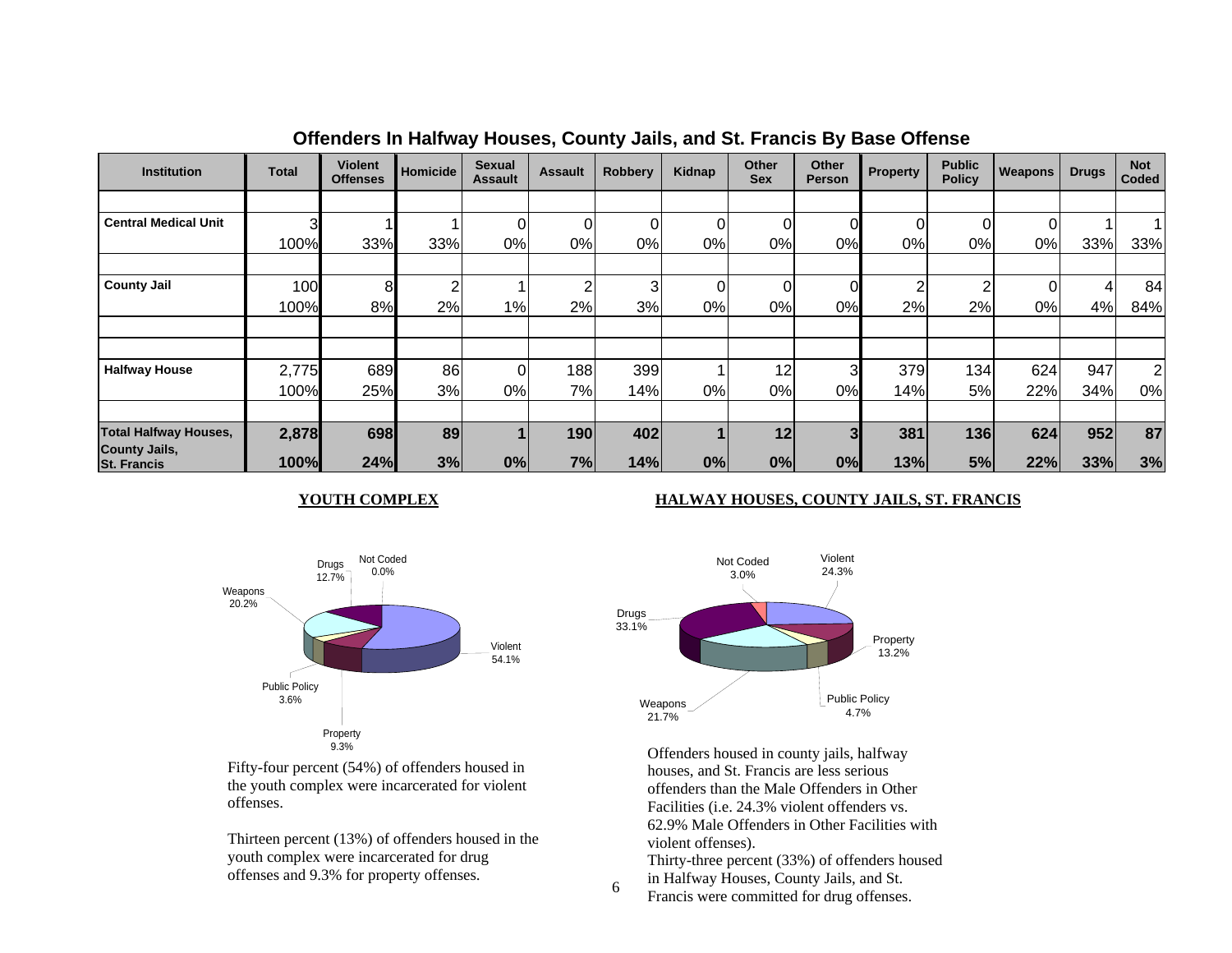## Offenders In Halfway Houses, County Jails, and St. Francis By Base Offense

| Institution | Total | Violent Offenses | Homicide | Sexual Assault | Assault | Robbery | Kidnap | Other Sex | Other Person | Property | Public Policy | Weapons | Drugs | Not Coded |
|---|---|---|---|---|---|---|---|---|---|---|---|---|---|---|
| Central Medical Unit | 3 | 1 | 1 | 0 | 0 | 0 | 0 | 0 | 0 | 0 | 0 | 0 | 1 | 1 |
| | 100% | 33% | 33% | 0% | 0% | 0% | 0% | 0% | 0% | 0% | 0% | 0% | 33% | 33% |
| County Jail | 100 | 8 | 2 | 1 | 2 | 3 | 0 | 0 | 0 | 2 | 2 | 0 | 4 | 84 |
| | 100% | 8% | 2% | 1% | 2% | 3% | 0% | 0% | 0% | 2% | 2% | 0% | 4% | 84% |
| Halfway House | 2,775 | 689 | 86 | 0 | 188 | 399 | 1 | 12 | 3 | 379 | 134 | 624 | 947 | 2 |
| | 100% | 25% | 3% | 0% | 7% | 14% | 0% | 0% | 0% | 14% | 5% | 22% | 34% | 0% |
| **Total Halfway Houses, County Jails, St. Francis** | **2,878** | **698** | **89** | **1** | **190** | **402** | **1** | **12** | **3** | **381** | **136** | **624** | **952** | **87** |
| | **100%** | **24%** | **3%** | **0%** | **7%** | **14%** | **0%** | **0%** | **0%** | **13%** | **5%** | **22%** | **33%** | **3%** |

**YOUTH COMPLEX**

Drugs 12.7%
Not Coded 0.0%
Weapons 20.2%
Violent 54.1%
Public Policy 3.6%
Property 9.3%

Fifty-four percent (54%) of offenders housed in the youth complex were incarcerated for violent offenses.

Thirteen percent (13%) of offenders housed in the youth complex were incarcerated for drug offenses and 9.3% for property offenses.

**HALWAY HOUSES, COUNTY JAILS, ST. FRANCIS**

Not Coded 3.0%
Violent 24.3%
Drugs 33.1%
Property 13.2%
Public Policy 4.7%
Weapons 21.7%

Offenders housed in county jails, halfway houses, and St. Francis are less serious offenders than the Male Offenders in Other Facilities (i.e. 24.3% violent offenders vs. 62.9% Male Offenders in Other Facilities with violent offenses).

Thirty-three percent (33%) of offenders housed in Halfway Houses, County Jails, and St. Francis were committed for drug offenses.